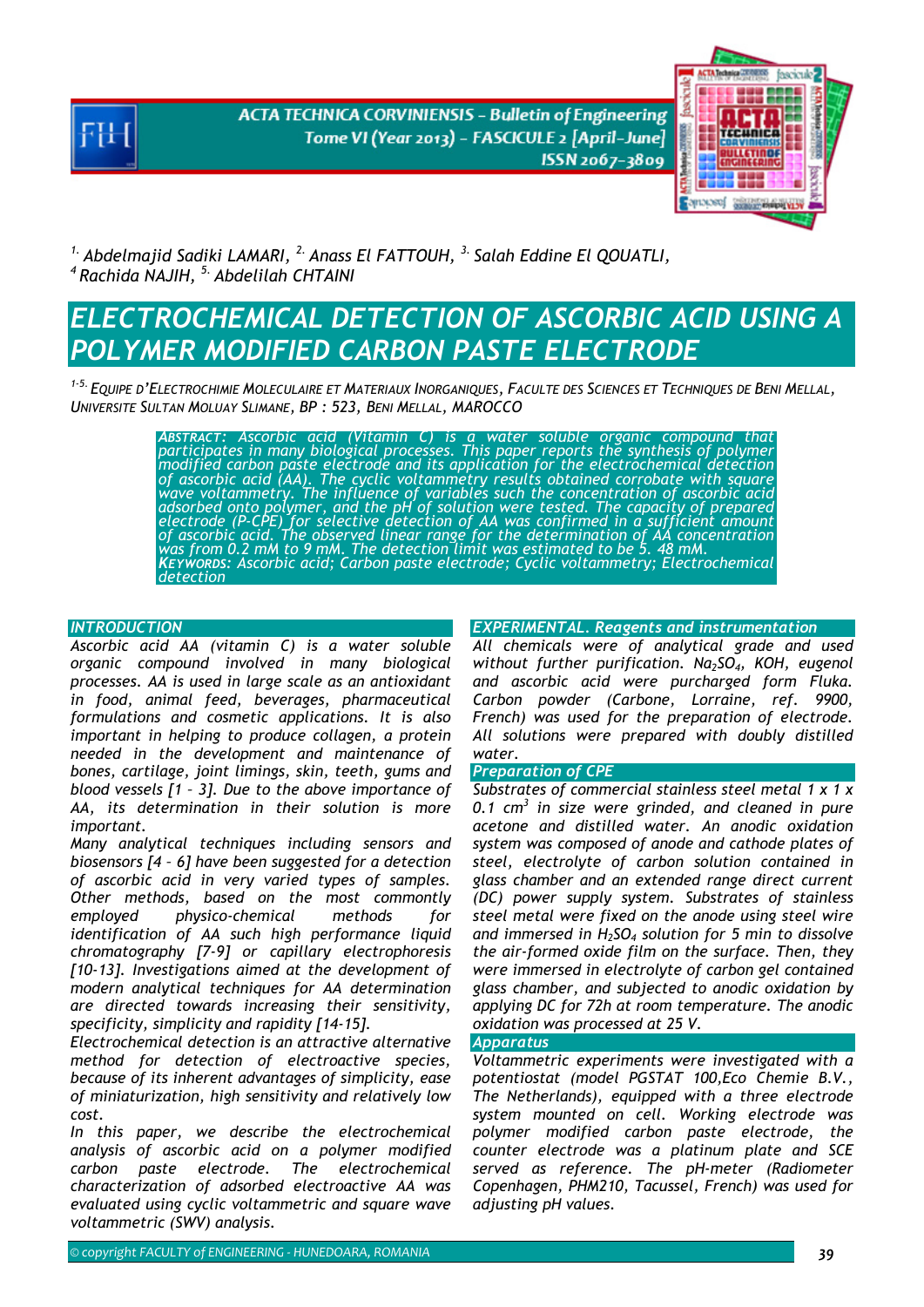[1.] Abdelmajid Sadiki LAMARI, [2.] Anass El FATTOUH, [3.] Salah Eddine El QOUATLI, [4] Rachida NAJIH, [5.] Abdelilah CHTAINI

# ELECTROCHEMICAL DETECTION OF ASCORBIC ACID USING A POLYMER MODIFIED CARBON PASTE ELECTRODE

[1-5.] EQUIPE D'ELECTROCHIMIE MOLECULAIRE ET MATERIAUX INORGANIQUES, FACULTE DES SCIENCES ET TECHNIQUES DE BENI MELLAL, UNIVERSITE SULTAN MOLUAY SLIMANE, BP : 523, BENI MELLAL, MAROCCO

*ABSTRACT: Ascorbic acid (Vitamin C) is a water soluble organic compound that participates in many biological processes. This paper reports the synthesis of polymer modified carbon paste electrode and its application for the electrochemical detection of ascorbic acid (AA). The cyclic voltammetry results obtained corrobate with square wave voltammetry. The influence of variables such the concentration of ascorbic acid adsorbed onto polymer, and the pH of solution were tested. The capacity of prepared electrode (P-CPE) for selective detection of AA was confirmed in a sufficient amount of ascorbic acid. The observed linear range for the determination of AA concentration was from 0.2 mM to 9 mM. The detection limit was estimated to be 5. 48 mM.*

*KEYWORDS: Ascorbic acid; Carbon paste electrode; Cyclic voltammetry; Electrochemical detection*

## INTRODUCTION

Ascorbic acid AA (vitamin C) is a water soluble organic compound involved in many biological processes. AA is used in large scale as an antioxidant in food, animal feed, beverages, pharmaceutical formulations and cosmetic applications. It is also important in helping to produce collagen, a protein needed in the development and maintenance of bones, cartilage, joint limings, skin, teeth, gums and blood vessels [1 – 3]. Due to the above importance of AA, its determination in their solution is more important.

Many analytical techniques including sensors and biosensors [4 – 6] have been suggested for a detection of ascorbic acid in very varied types of samples. Other methods, based on the most commonly employed physico-chemical methods for identification of AA such high performance liquid chromatography [7-9] or capillary electrophoresis [10-13]. Investigations aimed at the development of modern analytical techniques for AA determination are directed towards increasing their sensitivity, specificity, simplicity and rapidity [14-15].

Electrochemical detection is an attractive alternative method for detection of electroactive species, because of its inherent advantages of simplicity, ease of miniaturization, high sensitivity and relatively low cost.

In this paper, we describe the electrochemical analysis of ascorbic acid on a polymer modified carbon paste electrode. The electrochemical characterization of adsorbed electroactive AA was evaluated using cyclic voltammetric and square wave voltammetric (SWV) analysis.

## EXPERIMENTAL. Reagents and instrumentation

All chemicals were of analytical grade and used without further purification. $Na_2SO_4$, KOH, eugenol and ascorbic acid were purcharged form Fluka. Carbon powder (Carbone, Lorraine, ref. 9900, French) was used for the preparation of electrode. All solutions were prepared with doubly distilled water.

### Preparation of CPE

Substrates of commercial stainless steel metal 1 x 1 x 0.1 $cm^3$ in size were grinded, and cleaned in pure acetone and distilled water. An anodic oxidation system was composed of anode and cathode plates of steel, electrolyte of carbon solution contained in glass chamber and an extended range direct current (DC) power supply system. Substrates of stainless steel metal were fixed on the anode using steel wire and immersed in $H_2SO_4$ solution for 5 min to dissolve the air-formed oxide film on the surface. Then, they were immersed in electrolyte of carbon gel contained glass chamber, and subjected to anodic oxidation by applying DC for 72h at room temperature. The anodic oxidation was processed at 25 V.

### Apparatus

Voltammetric experiments were investigated with a potentiostat (model PGSTAT 100,Eco Chemie B.V., The Netherlands), equipped with a three electrode system mounted on cell. Working electrode was polymer modified carbon paste electrode, the counter electrode was a platinum plate and SCE served as reference. The pH-meter (Radiometer Copenhagen, PHM210, Tacussel, French) was used for adjusting pH values.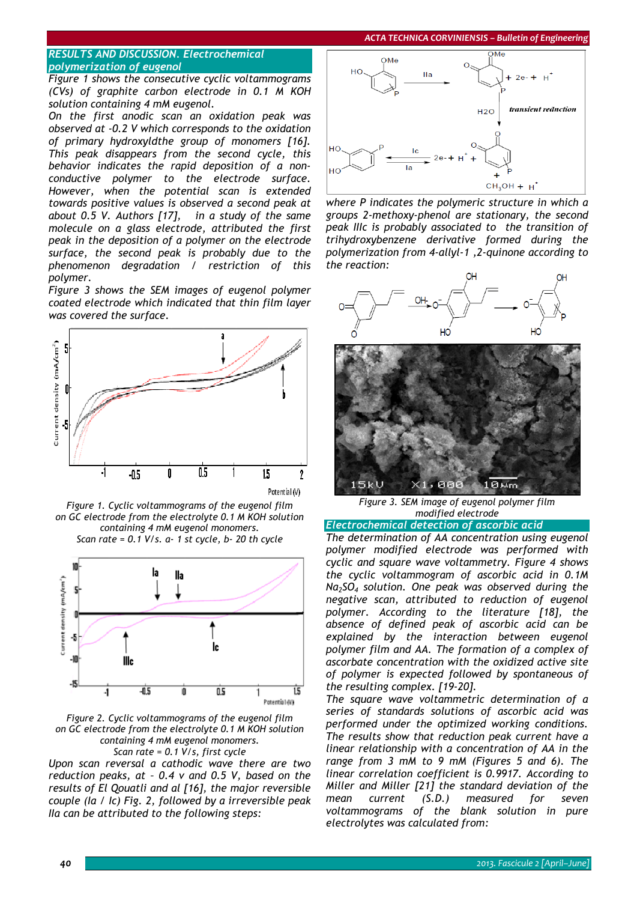## RESULTS AND DISCUSSION. Electrochemical polymerization of eugenol

*Figure 1 shows the consecutive cyclic voltammograms (CVs) of graphite carbon electrode in 0.1 M KOH solution containing 4 mM eugenol.*

*On the first anodic scan an oxidation peak was observed at -0.2 V which corresponds to the oxidation of primary hydroxyldthe group of monomers [16]. This peak disappears from the second cycle, this behavior indicates the rapid deposition of a non-conductive polymer to the electrode surface. However, when the potential scan is extended towards positive values is observed a second peak at about 0.5 V. Authors [17], in a study of the same molecule on a glass electrode, attributed the first peak in the deposition of a polymer on the electrode surface, the second peak is probably due to the phenomenon degradation / restriction of this polymer.*

*Figure 3 shows the SEM images of eugenol polymer coated electrode which indicated that thin film layer was covered the surface.*

*Figure 1. Cyclic voltammograms of the eugenol film on GC electrode from the electrolyte 0.1 M KOH solution containing 4 mM eugenol monomers. Scan rate = 0.1 V/s. a- 1 st cycle, b- 20 th cycle*

*Figure 2. Cyclic voltammograms of the eugenol film on GC electrode from the electrolyte 0.1 M KOH solution containing 4 mM eugenol monomers. Scan rate = 0.1 V/s, first cycle*

*Upon scan reversal a cathodic wave there are two reduction peaks, at – 0.4 v and 0.5 V, based on the results of El Qouatli and al [16], the major reversible couple (Ia / Ic) Fig. 2, followed by a irreversible peak IIa can be attributed to the following steps:*

*where P indicates the polymeric structure in which a groups 2-methoxy-phenol are stationary, the second peak IIIc is probably associated to the transition of trihydroxybenzene derivative formed during the polymerization from 4-allyl-1 ,2-quinone according to the reaction:*

*Figure 3. SEM image of eugenol polymer film modified electrode*

## Electrochemical detection of ascorbic acid

*The determination of AA concentration using eugenol polymer modified electrode was performed with cyclic and square wave voltammetry. Figure 4 shows the cyclic voltammogram of ascorbic acid in 0.1M $Na_2SO_4$ solution. One peak was observed during the negative scan, attributed to reduction of eugenol polymer. According to the literature [18], the absence of defined peak of ascorbic acid can be explained by the interaction between eugenol polymer film and AA. The formation of a complex of ascorbate concentration with the oxidized active site of polymer is expected followed by spontaneous of the resulting complex. [19-20].*

*The square wave voltammetric determination of a series of standards solutions of ascorbic acid was performed under the optimized working conditions. The results show that reduction peak current have a linear relationship with a concentration of AA in the range from 3 mM to 9 mM (Figures 5 and 6). The linear correlation coefficient is 0.9917. According to Miller and Miller [21] the standard deviation of the mean current (S.D.) measured for seven voltammograms of the blank solution in pure electrolytes was calculated from:*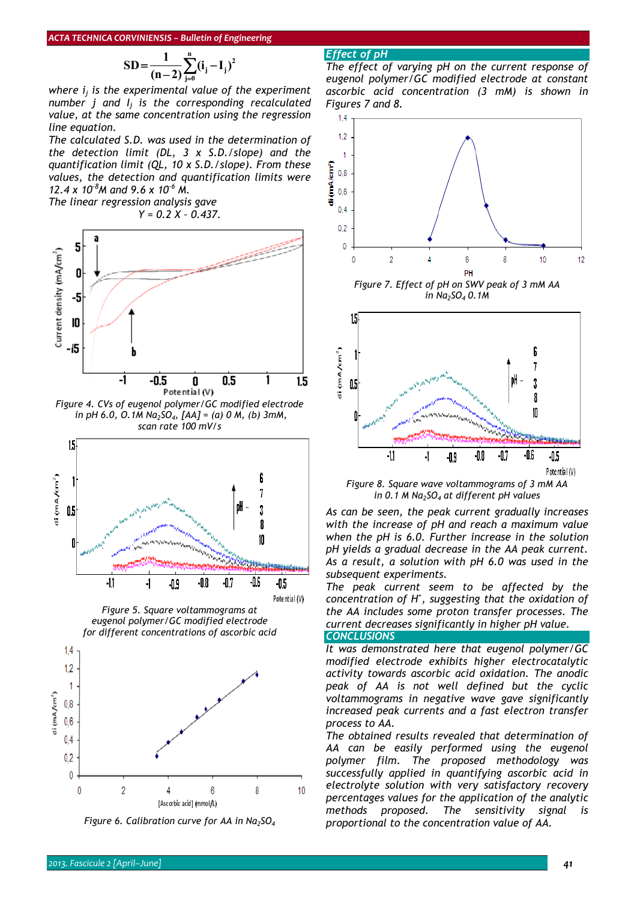$$SD = \frac{1}{(n-2)}\sum_{j=0}^{n}(i_j - I_j)^2$$

where $i_j$ is the experimental value of the experiment number $j$ and $I_j$ is the corresponding recalculated value, at the same concentration using the regression line equation.

The calculated S.D. was used in the determination of the detection limit (DL, 3 x S.D./slope) and the quantification limit (QL, 10 x S.D./slope). From these values, the detection and quantification limits were $12.4 \times 10^{-8}$M and $9.6 \times 10^{-6}$ M.

The linear regression analysis gave

$$Y = 0.2\,X - 0.437.$$

Figure 4. CVs of eugenol polymer/GC modified electrode in pH 6.0, 0.1M $Na_2SO_4$, [AA] = (a) 0 M, (b) 3mM, scan rate 100 mV/s

Figure 5. Square voltammograms at eugenol polymer/GC modified electrode for different concentrations of ascorbic acid

Figure 6. Calibration curve for AA in $Na_2SO_4$

## Effect of pH

The effect of varying pH on the current response of eugenol polymer/GC modified electrode at constant ascorbic acid concentration (3 mM) is shown in Figures 7 and 8.

Figure 7. Effect of pH on SWV peak of 3 mM AA in $Na_2SO_4$ 0.1M

Figure 8. Square wave voltammograms of 3 mM AA in 0.1 M $Na_2SO_4$ at different pH values

As can be seen, the peak current gradually increases with the increase of pH and reach a maximum value when the pH is 6.0. Further increase in the solution pH yields a gradual decrease in the AA peak current. As a result, a solution with pH 6.0 was used in the subsequent experiments.

The peak current seem to be affected by the concentration of $H^+$, suggesting that the oxidation of the AA includes some proton transfer processes. The current decreases significantly in higher pH value.

## CONCLUSIONS

It was demonstrated here that eugenol polymer/GC modified electrode exhibits higher electrocatalytic activity towards ascorbic acid oxidation. The anodic peak of AA is not well defined but the cyclic voltammograms in negative wave gave significantly increased peak currents and a fast electron transfer process to AA.

The obtained results revealed that determination of AA can be easily performed using the eugenol polymer film. The proposed methodology was successfully applied in quantifying ascorbic acid in electrolyte solution with very satisfactory recovery percentages values for the application of the analytic methods proposed. The sensitivity signal is proportional to the concentration value of AA.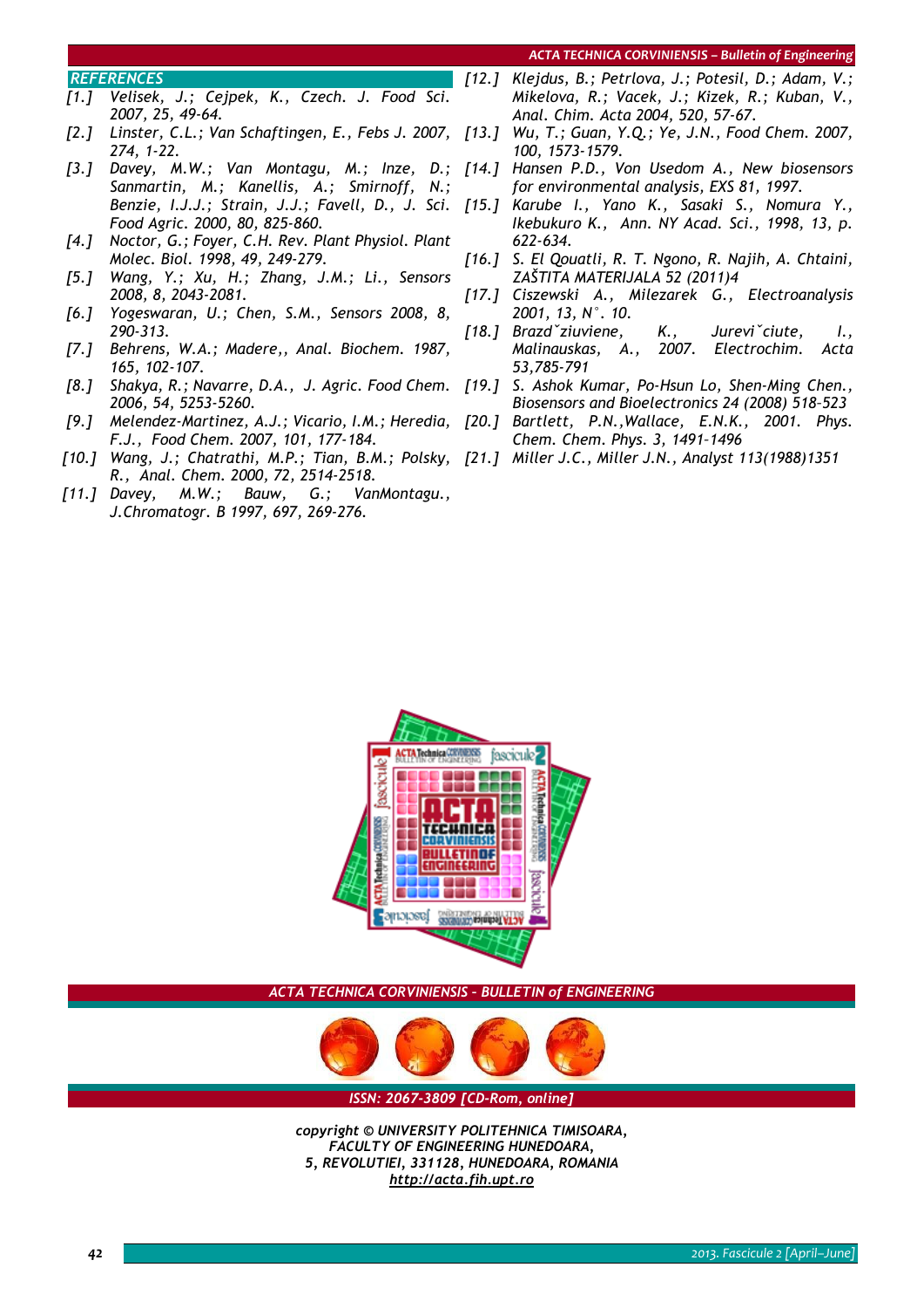## REFERENCES

[1.] Velisek, J.; Cejpek, K., Czech. J. Food Sci. 2007, 25, 49-64.

[2.] Linster, C.L.; Van Schaftingen, E., Febs J. 2007, 274, 1-22.

[3.] Davey, M.W.; Van Montagu, M.; Inze, D.; Sanmartin, M.; Kanellis, A.; Smirnoff, N.; Benzie, I.J.J.; Strain, J.J.; Favell, D., J. Sci. Food Agric. 2000, 80, 825-860.

[4.] Noctor, G.; Foyer, C.H. Rev. Plant Physiol. Plant Molec. Biol. 1998, 49, 249-279.

[5.] Wang, Y.; Xu, H.; Zhang, J.M.; Li., Sensors 2008, 8, 2043-2081.

[6.] Yogeswaran, U.; Chen, S.M., Sensors 2008, 8, 290-313.

[7.] Behrens, W.A.; Madere,, Anal. Biochem. 1987, 165, 102-107.

[8.] Shakya, R.; Navarre, D.A., J. Agric. Food Chem. 2006, 54, 5253-5260.

[9.] Melendez-Martinez, A.J.; Vicario, I.M.; Heredia, F.J., Food Chem. 2007, 101, 177-184.

[10.] Wang, J.; Chatrathi, M.P.; Tian, B.M.; Polsky, R., Anal. Chem. 2000, 72, 2514-2518.

[11.] Davey, M.W.; Bauw, G.; VanMontagu., J.Chromatogr. B 1997, 697, 269-276.

[12.] Klejdus, B.; Petrlova, J.; Potesil, D.; Adam, V.; Mikelova, R.; Vacek, J.; Kizek, R.; Kuban, V., Anal. Chim. Acta 2004, 520, 57-67.

[13.] Wu, T.; Guan, Y.Q.; Ye, J.N., Food Chem. 2007, 100, 1573-1579.

[14.] Hansen P.D., Von Usedom A., New biosensors for environmental analysis, EXS 81, 1997.

[15.] Karube I., Yano K., Sasaki S., Nomura Y., Ikebukuro K., Ann. NY Acad. Sci., 1998, 13, p. 622-634.

[16.] S. El Qouatli, R. T. Ngono, R. Najih, A. Chtaini, ZAŠTITA MATERIJALA 52 (2011)4

[17.] Ciszewski A., Milezarek G., Electroanalysis 2001, 13, N°. 10.

[18.] Brazdˇziuviene, K., Jureviˇciute, I., Malinauskas, A., 2007. Electrochim. Acta 53,785-791

[19.] S. Ashok Kumar, Po-Hsun Lo, Shen-Ming Chen., Biosensors and Bioelectronics 24 (2008) 518-523

[20.] Bartlett, P.N.,Wallace, E.N.K., 2001. Phys. Chem. Chem. Phys. 3, 1491-1496

[21.] Miller J.C., Miller J.N., Analyst 113(1988)1351

ACTA TECHNICA CORVINIENSIS – BULLETIN of ENGINEERING

ISSN: 2067-3809 [CD-Rom, online]

**copyright © UNIVERSITY POLITEHNICA TIMISOARA, FACULTY OF ENGINEERING HUNEDOARA, 5, REVOLUTIEI, 331128, HUNEDOARA, ROMANIA**
**http://acta.fih.upt.ro**